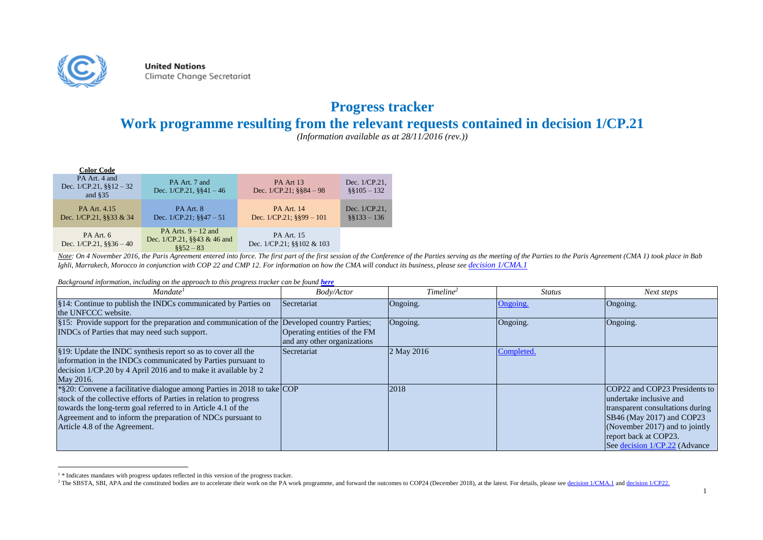United Nations
Climate Change Secretariat

# Progress tracker

# Work programme resulting from the relevant requests contained in decision 1/CP.21

*(Information available as at 28/11/2016 (rev.))*

**Color Code**

| | | | |
|---|---|---|---|
| PA Art. 4 and Dec. 1/CP.21, §§12 – 32 and §35 | PA Art. 7 and Dec. 1/CP.21, §§41 – 46 | PA Art 13 Dec. 1/CP.21; §§84 – 98 | Dec. 1/CP.21, §§105 – 132 |
| PA Art. 4.15 Dec. 1/CP.21, §§33 & 34 | PA Art. 8 Dec. 1/CP.21; §§47 – 51 | PA Art. 14 Dec. 1/CP.21; §§99 – 101 | Dec. 1/CP.21, §§133 – 136 |
| PA Art. 6 Dec. 1/CP.21, §§36 – 40 | PA Arts. 9 – 12 and Dec. 1/CP.21, §§43 & 46 and §§52 – 83 | PA Art. 15 Dec. 1/CP.21; §§102 & 103 | |

*Note: On 4 November 2016, the Paris Agreement entered into force. The first part of the first session of the Conference of the Parties serving as the meeting of the Parties to the Paris Agreement (CMA 1) took place in Bab Ighli, Marrakech, Morocco in conjunction with COP 22 and CMP 12. For information on how the CMA will conduct its business, please see decision 1/CMA.1*

*Background information, including on the approach to this progress tracker can be found **here***

| *Mandate*[1] | *Body/Actor* | *Timeline*[2] | *Status* | *Next steps* |
|---|---|---|---|---|
| §14: Continue to publish the INDCs communicated by Parties on the UNFCCC website. | Secretariat | Ongoing. | Ongoing. | Ongoing. |
| §15: Provide support for the preparation and communication of the INDCs of Parties that may need such support. | Developed country Parties; Operating entities of the FM and any other organizations | Ongoing. | Ongoing. | Ongoing. |
| §19: Update the INDC synthesis report so as to cover all the information in the INDCs communicated by Parties pursuant to decision 1/CP.20 by 4 April 2016 and to make it available by 2 May 2016. | Secretariat | 2 May 2016 | Completed. | |
| *§20: Convene a facilitative dialogue among Parties in 2018 to take stock of the collective efforts of Parties in relation to progress towards the long-term goal referred to in Article 4.1 of the Agreement and to inform the preparation of NDCs pursuant to Article 4.8 of the Agreement. | COP | 2018 | | COP22 and COP23 Presidents to undertake inclusive and transparent consultations during SB46 (May 2017) and COP23 (November 2017) and to jointly report back at COP23. See decision 1/CP.22 (Advance |

[1] * Indicates mandates with progress updates reflected in this version of the progress tracker.

[2] The SBSTA, SBI, APA and the constituted bodies are to accelerate their work on the PA work programme, and forward the outcomes to COP24 (December 2018), at the latest. For details, please see decision 1/CMA.1 and decision 1/CP22.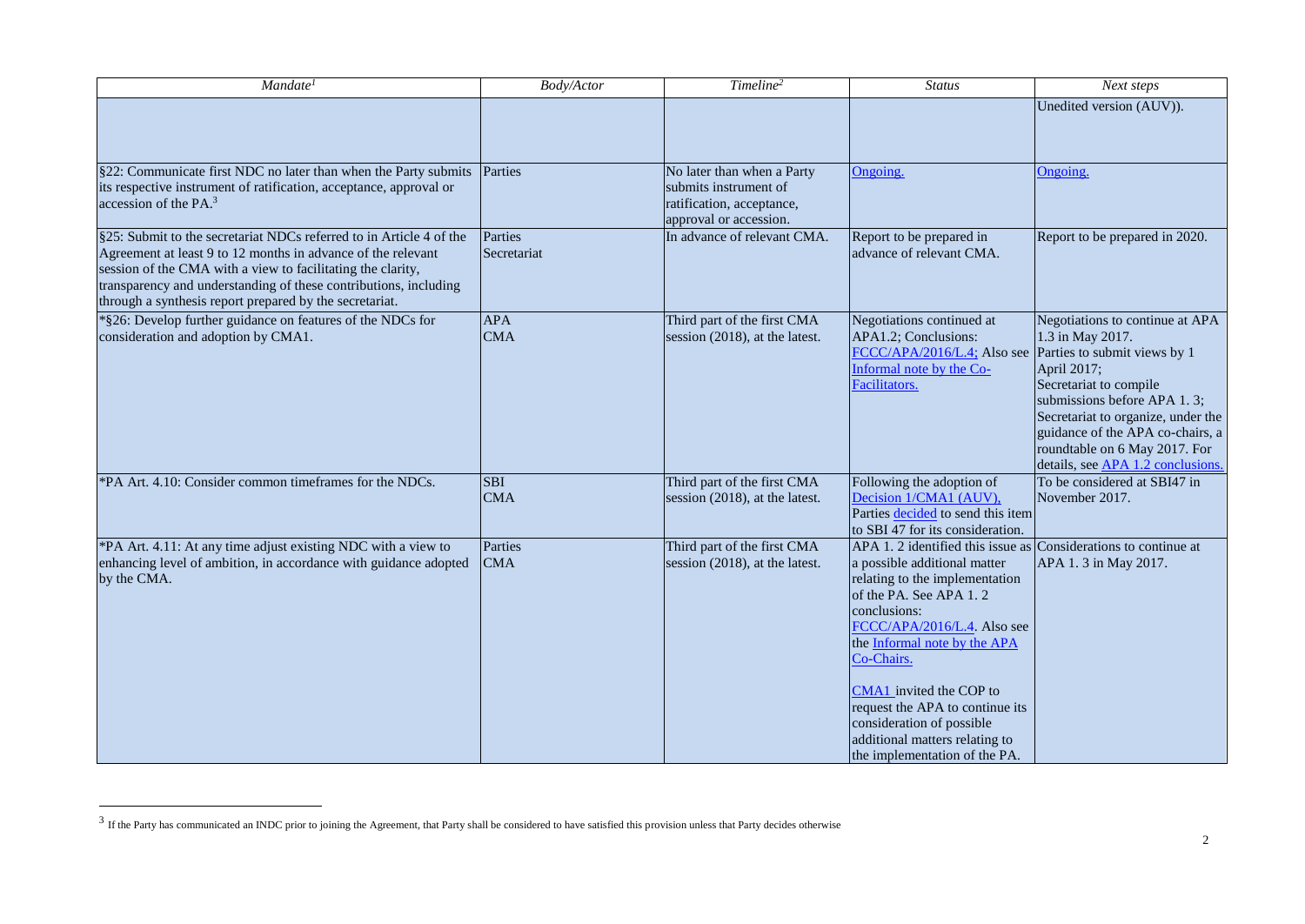| *Mandate*[1] | *Body/Actor* | *Timeline*[2] | *Status* | *Next steps* |
|---|---|---|---|---|
| | | | | Unedited version (AUV)). |
| §22: Communicate first NDC no later than when the Party submits its respective instrument of ratification, acceptance, approval or accession of the PA.[3] | Parties | No later than when a Party submits instrument of ratification, acceptance, approval or accession. | Ongoing. | Ongoing. |
| §25: Submit to the secretariat NDCs referred to in Article 4 of the Agreement at least 9 to 12 months in advance of the relevant session of the CMA with a view to facilitating the clarity, transparency and understanding of these contributions, including through a synthesis report prepared by the secretariat. | Parties<br>Secretariat | In advance of relevant CMA. | Report to be prepared in advance of relevant CMA. | Report to be prepared in 2020. |
| *§26: Develop further guidance on features of the NDCs for consideration and adoption by CMA1. | APA<br>CMA | Third part of the first CMA session (2018), at the latest. | Negotiations continued at APA1.2; Conclusions: FCCC/APA/2016/L.4; Also see Informal note by the Co-Facilitators. | Negotiations to continue at APA 1.3 in May 2017.<br>Parties to submit views by 1 April 2017;<br>Secretariat to compile submissions before APA 1. 3;<br>Secretariat to organize, under the guidance of the APA co-chairs, a roundtable on 6 May 2017. For details, see APA 1.2 conclusions. |
| *PA Art. 4.10: Consider common timeframes for the NDCs. | SBI<br>CMA | Third part of the first CMA session (2018), at the latest. | Following the adoption of Decision 1/CMA1 (AUV), Parties decided to send this item to SBI 47 for its consideration. | To be considered at SBI47 in November 2017. |
| *PA Art. 4.11: At any time adjust existing NDC with a view to enhancing level of ambition, in accordance with guidance adopted by the CMA. | Parties<br>CMA | Third part of the first CMA session (2018), at the latest. | APA 1. 2 identified this issue as a possible additional matter relating to the implementation of the PA. See APA 1. 2 conclusions: FCCC/APA/2016/L.4. Also see the Informal note by the APA Co-Chairs.<br><br>CMA1 invited the COP to request the APA to continue its consideration of possible additional matters relating to the implementation of the PA. | Considerations to continue at APA 1. 3 in May 2017. |

[3] If the Party has communicated an INDC prior to joining the Agreement, that Party shall be considered to have satisfied this provision unless that Party decides otherwise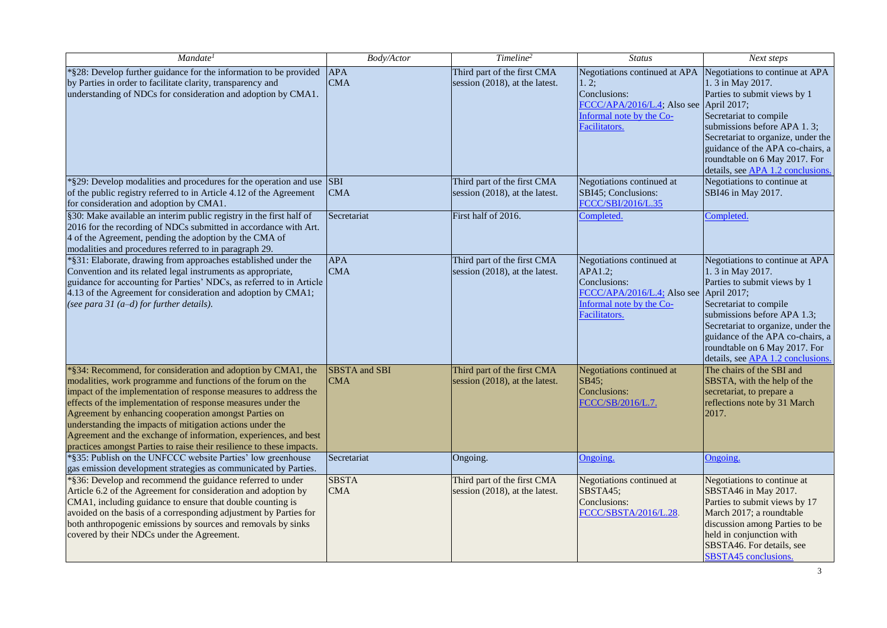| *Mandate[1]* | *Body/Actor* | *Timeline[2]* | *Status* | *Next steps* |
|---|---|---|---|---|
| *§28: Develop further guidance for the information to be provided by Parties in order to facilitate clarity, transparency and understanding of NDCs for consideration and adoption by CMA1. | APA<br>CMA | Third part of the first CMA session (2018), at the latest. | Negotiations continued at APA 1. 2;<br>Conclusions:<br>FCCC/APA/2016/L.4; Also see Informal note by the Co-Facilitators. | Negotiations to continue at APA 1. 3 in May 2017.<br>Parties to submit views by 1 April 2017;<br>Secretariat to compile submissions before APA 1. 3;<br>Secretariat to organize, under the guidance of the APA co-chairs, a roundtable on 6 May 2017. For details, see APA 1.2 conclusions. |
| *§29: Develop modalities and procedures for the operation and use of the public registry referred to in Article 4.12 of the Agreement for consideration and adoption by CMA1. | SBI<br>CMA | Third part of the first CMA session (2018), at the latest. | Negotiations continued at SBI45; Conclusions:<br>FCCC/SBI/2016/L.35 | Negotiations to continue at SBI46 in May 2017. |
| §30: Make available an interim public registry in the first half of 2016 for the recording of NDCs submitted in accordance with Art. 4 of the Agreement, pending the adoption by the CMA of modalities and procedures referred to in paragraph 29. | Secretariat | First half of 2016. | Completed. | Completed. |
| *§31: Elaborate, drawing from approaches established under the Convention and its related legal instruments as appropriate, guidance for accounting for Parties' NDCs, as referred to in Article 4.13 of the Agreement for consideration and adoption by CMA1; *(see para 31 (a–d) for further details).* | APA<br>CMA | Third part of the first CMA session (2018), at the latest. | Negotiations continued at APA1.2;<br>Conclusions:<br>FCCC/APA/2016/L.4; Also see Informal note by the Co-Facilitators. | Negotiations to continue at APA 1. 3 in May 2017.<br>Parties to submit views by 1 April 2017;<br>Secretariat to compile submissions before APA 1.3;<br>Secretariat to organize, under the guidance of the APA co-chairs, a roundtable on 6 May 2017. For details, see APA 1.2 conclusions. |
| *§34: Recommend, for consideration and adoption by CMA1, the modalities, work programme and functions of the forum on the impact of the implementation of response measures to address the effects of the implementation of response measures under the Agreement by enhancing cooperation amongst Parties on understanding the impacts of mitigation actions under the Agreement and the exchange of information, experiences, and best practices amongst Parties to raise their resilience to these impacts. | SBSTA and SBI<br>CMA | Third part of the first CMA session (2018), at the latest. | Negotiations continued at SB45;<br>Conclusions:<br>FCCC/SB/2016/L.7. | The chairs of the SBI and SBSTA, with the help of the secretariat, to prepare a reflections note by 31 March 2017. |
| *§35: Publish on the UNFCCC website Parties' low greenhouse gas emission development strategies as communicated by Parties. | Secretariat | Ongoing. | Ongoing. | Ongoing. |
| *§36: Develop and recommend the guidance referred to under Article 6.2 of the Agreement for consideration and adoption by CMA1, including guidance to ensure that double counting is avoided on the basis of a corresponding adjustment by Parties for both anthropogenic emissions by sources and removals by sinks covered by their NDCs under the Agreement. | SBSTA<br>CMA | Third part of the first CMA session (2018), at the latest. | Negotiations continued at SBSTA45;<br>Conclusions:<br>FCCC/SBSTA/2016/L.28. | Negotiations to continue at SBSTA46 in May 2017.<br>Parties to submit views by 17 March 2017; a roundtable discussion among Parties to be held in conjunction with SBSTA46. For details, see SBSTA45 conclusions. |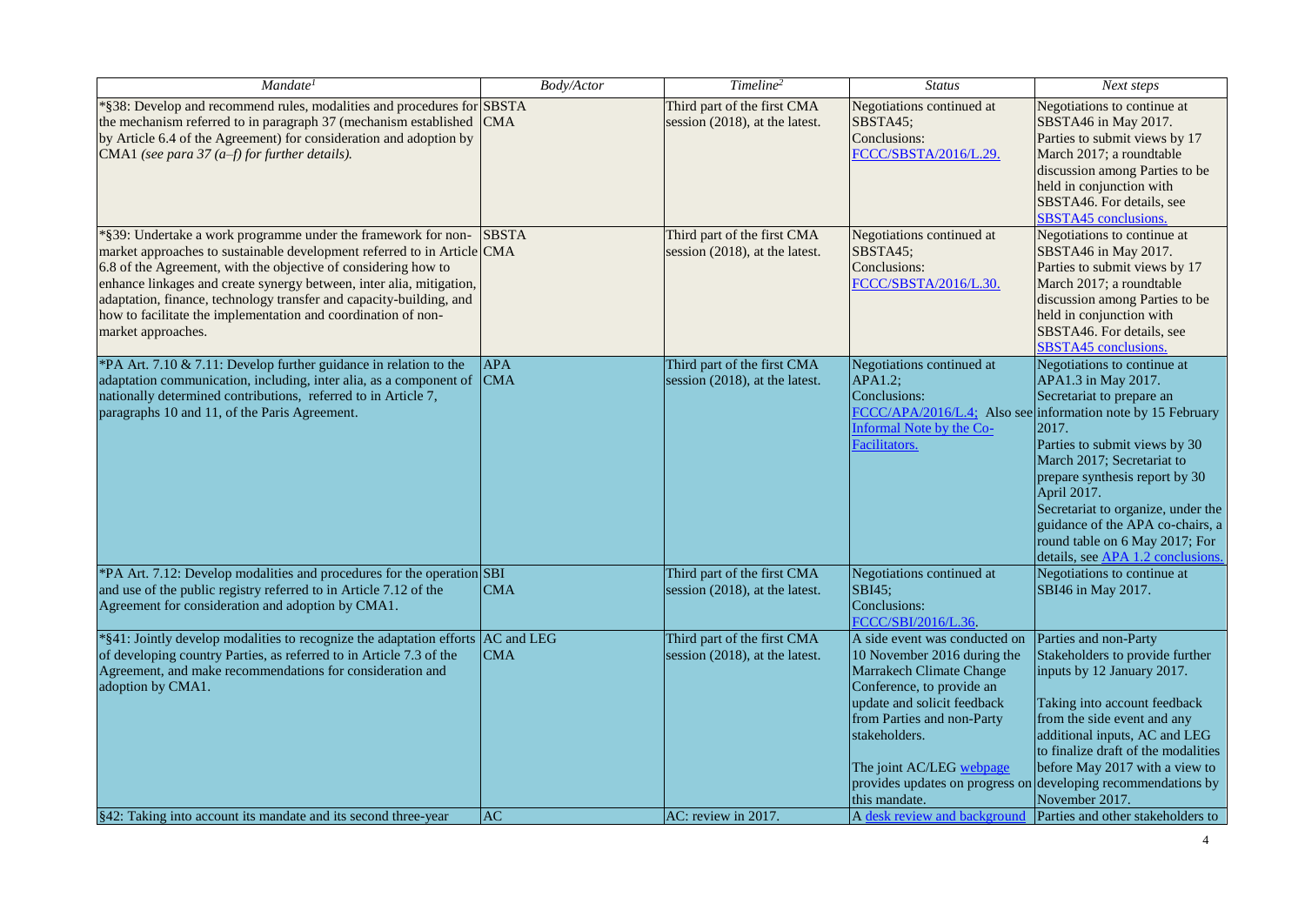| *Mandate[1]* | *Body/Actor* | *Timeline[2]* | *Status* | *Next steps* |
|---|---|---|---|---|
| *§38: Develop and recommend rules, modalities and procedures for the mechanism referred to in paragraph 37 (mechanism established by Article 6.4 of the Agreement) for consideration and adoption by CMA1 *(see para 37 (a–f) for further details).* | SBSTA<br>CMA | Third part of the first CMA session (2018), at the latest. | Negotiations continued at SBSTA45;<br>Conclusions:<br>FCCC/SBSTA/2016/L.29. | Negotiations to continue at SBSTA46 in May 2017.<br>Parties to submit views by 17 March 2017; a roundtable discussion among Parties to be held in conjunction with SBSTA46. For details, see SBSTA45 conclusions. |
| *§39: Undertake a work programme under the framework for non-market approaches to sustainable development referred to in Article 6.8 of the Agreement, with the objective of considering how to enhance linkages and create synergy between, inter alia, mitigation, adaptation, finance, technology transfer and capacity-building, and how to facilitate the implementation and coordination of non-market approaches. | SBSTA<br>CMA | Third part of the first CMA session (2018), at the latest. | Negotiations continued at SBSTA45;<br>Conclusions:<br>FCCC/SBSTA/2016/L.30. | Negotiations to continue at SBSTA46 in May 2017.<br>Parties to submit views by 17 March 2017; a roundtable discussion among Parties to be held in conjunction with SBSTA46. For details, see SBSTA45 conclusions. |
| *PA Art. 7.10 & 7.11: Develop further guidance in relation to the adaptation communication, including, inter alia, as a component of nationally determined contributions, referred to in Article 7, paragraphs 10 and 11, of the Paris Agreement. | APA<br>CMA | Third part of the first CMA session (2018), at the latest. | Negotiations continued at APA1.2;<br>Conclusions:<br>FCCC/APA/2016/L.4; Also see Informal Note by the Co-Facilitators. | Negotiations to continue at APA1.3 in May 2017.<br>Secretariat to prepare an information note by 15 February 2017.<br>Parties to submit views by 30 March 2017; Secretariat to prepare synthesis report by 30 April 2017.<br>Secretariat to organize, under the guidance of the APA co-chairs, a round table on 6 May 2017; For details, see APA 1.2 conclusions. |
| *PA Art. 7.12: Develop modalities and procedures for the operation and use of the public registry referred to in Article 7.12 of the Agreement for consideration and adoption by CMA1. | SBI<br>CMA | Third part of the first CMA session (2018), at the latest. | Negotiations continued at SBI45;<br>Conclusions:<br>FCCC/SBI/2016/L.36. | Negotiations to continue at SBI46 in May 2017. |
| *§41: Jointly develop modalities to recognize the adaptation efforts of developing country Parties, as referred to in Article 7.3 of the Agreement, and make recommendations for consideration and adoption by CMA1. | AC and LEG<br>CMA | Third part of the first CMA session (2018), at the latest. | A side event was conducted on 10 November 2016 during the Marrakech Climate Change Conference, to provide an update and solicit feedback from Parties and non-Party stakeholders.<br><br>The joint AC/LEG webpage provides updates on progress on this mandate. | Parties and non-Party Stakeholders to provide further inputs by 12 January 2017.<br><br>Taking into account feedback from the side event and any additional inputs, AC and LEG to finalize draft of the modalities before May 2017 with a view to developing recommendations by November 2017. |
| §42: Taking into account its mandate and its second three-year | AC | AC: review in 2017. | A desk review and background | Parties and other stakeholders to |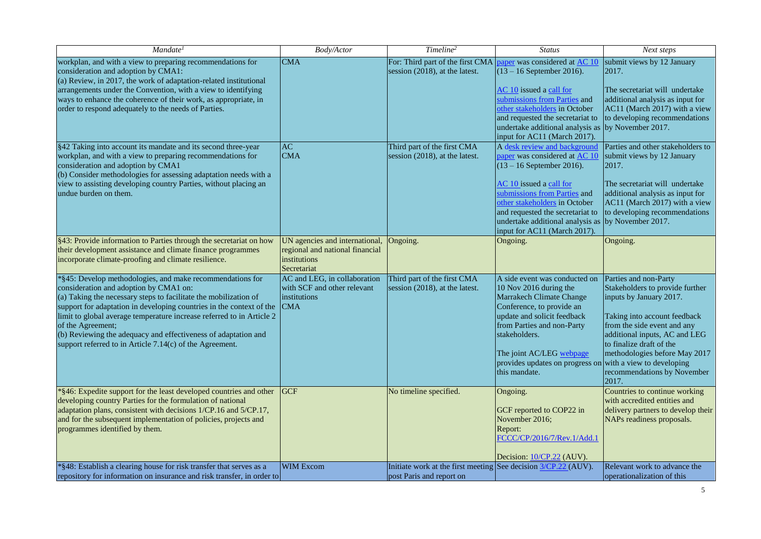| *Mandate[1]* | *Body/Actor* | *Timeline[2]* | *Status* | *Next steps* |
|---|---|---|---|---|
| workplan, and with a view to preparing recommendations for consideration and adoption by CMA1:<br>(a) Review, in 2017, the work of adaptation-related institutional arrangements under the Convention, with a view to identifying ways to enhance the coherence of their work, as appropriate, in order to respond adequately to the needs of Parties. | CMA | For: Third part of the first CMA session (2018), at the latest. | paper was considered at AC 10 (13 – 16 September 2016).<br><br>AC 10 issued a call for submissions from Parties and other stakeholders in October and requested the secretariat to undertake additional analysis as input for AC11 (March 2017). | submit views by 12 January 2017.<br><br>The secretariat will undertake additional analysis as input for AC11 (March 2017) with a view to developing recommendations by November 2017. |
| §42 Taking into account its mandate and its second three-year workplan, and with a view to preparing recommendations for consideration and adoption by CMA1<br>(b) Consider methodologies for assessing adaptation needs with a view to assisting developing country Parties, without placing an undue burden on them. | AC<br>CMA | Third part of the first CMA session (2018), at the latest. | A desk review and background paper was considered at AC 10 (13 – 16 September 2016).<br><br>AC 10 issued a call for submissions from Parties and other stakeholders in October and requested the secretariat to undertake additional analysis as input for AC11 (March 2017). | Parties and other stakeholders to submit views by 12 January 2017.<br><br>The secretariat will undertake additional analysis as input for AC11 (March 2017) with a view to developing recommendations by November 2017. |
| §43: Provide information to Parties through the secretariat on how their development assistance and climate finance programmes incorporate climate-proofing and climate resilience. | UN agencies and international, regional and national financial institutions<br>Secretariat | Ongoing. | Ongoing. | Ongoing. |
| *§45: Develop methodologies, and make recommendations for consideration and adoption by CMA1 on:<br>(a) Taking the necessary steps to facilitate the mobilization of support for adaptation in developing countries in the context of the limit to global average temperature increase referred to in Article 2 of the Agreement;<br>(b) Reviewing the adequacy and effectiveness of adaptation and support referred to in Article 7.14(c) of the Agreement. | AC and LEG, in collaboration with SCF and other relevant institutions<br>CMA | Third part of the first CMA session (2018), at the latest. | A side event was conducted on 10 Nov 2016 during the Marrakech Climate Change Conference, to provide an update and solicit feedback from Parties and non-Party stakeholders.<br><br>The joint AC/LEG webpage provides updates on progress on this mandate. | Parties and non-Party Stakeholders to provide further inputs by January 2017.<br><br>Taking into account feedback from the side event and any additional inputs, AC and LEG to finalize draft of the methodologies before May 2017 with a view to developing recommendations by November 2017. |
| *§46: Expedite support for the least developed countries and other developing country Parties for the formulation of national adaptation plans, consistent with decisions 1/CP.16 and 5/CP.17, and for the subsequent implementation of policies, projects and programmes identified by them. | GCF | No timeline specified. | Ongoing.<br><br>GCF reported to COP22 in November 2016;<br>Report:<br>FCCC/CP/2016/7/Rev.1/Add.1<br><br>Decision: 10/CP.22 (AUV). | Countries to continue working with accredited entities and delivery partners to develop their NAPs readiness proposals. |
| *§48: Establish a clearing house for risk transfer that serves as a repository for information on insurance and risk transfer, in order to | WIM Excom | Initiate work at the first meeting post Paris and report on | See decision 3/CP.22 (AUV). | Relevant work to advance the operationalization of this |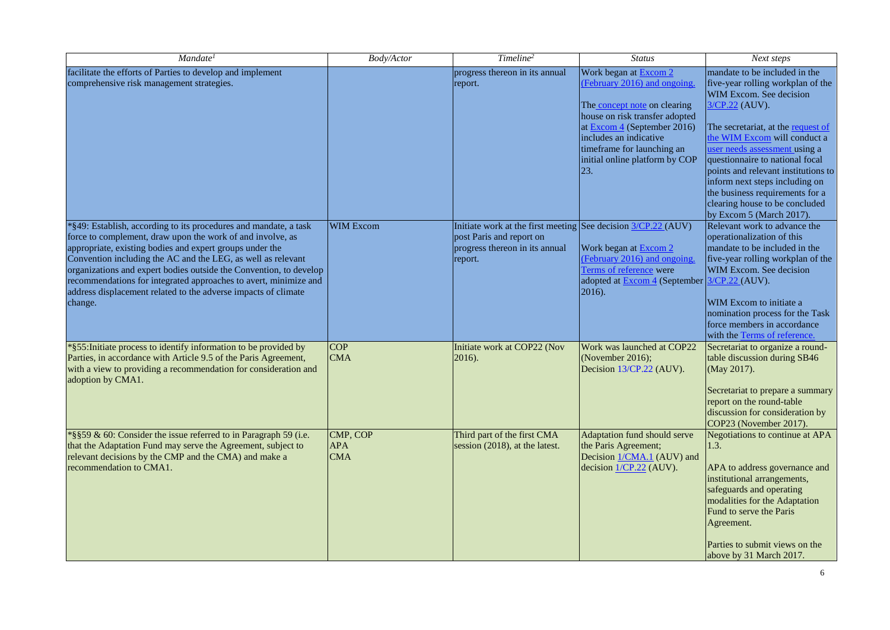| *Mandate*[1] | *Body/Actor* | *Timeline*[2] | *Status* | *Next steps* |
|---|---|---|---|---|
| facilitate the efforts of Parties to develop and implement comprehensive risk management strategies. | | progress thereon in its annual report. | Work began at Excom 2 (February 2016) and ongoing.<br><br>The concept note on clearing house on risk transfer adopted at Excom 4 (September 2016) includes an indicative timeframe for launching an initial online platform by COP 23. | mandate to be included in the five-year rolling workplan of the WIM Excom. See decision 3/CP.22 (AUV).<br><br>The secretariat, at the request of the WIM Excom will conduct a user needs assessment using a questionnaire to national focal points and relevant institutions to inform next steps including on the business requirements for a clearing house to be concluded by Excom 5 (March 2017). |
| *§49: Establish, according to its procedures and mandate, a task force to complement, draw upon the work of and involve, as appropriate, existing bodies and expert groups under the Convention including the AC and the LEG, as well as relevant organizations and expert bodies outside the Convention, to develop recommendations for integrated approaches to avert, minimize and address displacement related to the adverse impacts of climate change. | WIM Excom | Initiate work at the first meeting post Paris and report on progress thereon in its annual report. | See decision 3/CP.22 (AUV)<br><br>Work began at Excom 2 (February 2016) and ongoing. Terms of reference were adopted at Excom 4 (September 2016). | Relevant work to advance the operationalization of this mandate to be included in the five-year rolling workplan of the WIM Excom. See decision 3/CP.22 (AUV).<br><br>WIM Excom to initiate a nomination process for the Task force members in accordance with the Terms of reference. |
| *§55:Initiate process to identify information to be provided by Parties, in accordance with Article 9.5 of the Paris Agreement, with a view to providing a recommendation for consideration and adoption by CMA1. | COP<br>CMA | Initiate work at COP22 (Nov 2016). | Work was launched at COP22 (November 2016);<br>Decision 13/CP.22 (AUV). | Secretariat to organize a round-table discussion during SB46 (May 2017).<br><br>Secretariat to prepare a summary report on the round-table discussion for consideration by COP23 (November 2017). |
| *§§59 & 60: Consider the issue referred to in Paragraph 59 (i.e. that the Adaptation Fund may serve the Agreement, subject to relevant decisions by the CMP and the CMA) and make a recommendation to CMA1. | CMP, COP<br>APA<br>CMA | Third part of the first CMA session (2018), at the latest. | Adaptation fund should serve the Paris Agreement;<br>Decision 1/CMA.1 (AUV) and decision 1/CP.22 (AUV). | Negotiations to continue at APA 1.3.<br><br>APA to address governance and institutional arrangements, safeguards and operating modalities for the Adaptation Fund to serve the Paris Agreement.<br><br>Parties to submit views on the above by 31 March 2017. |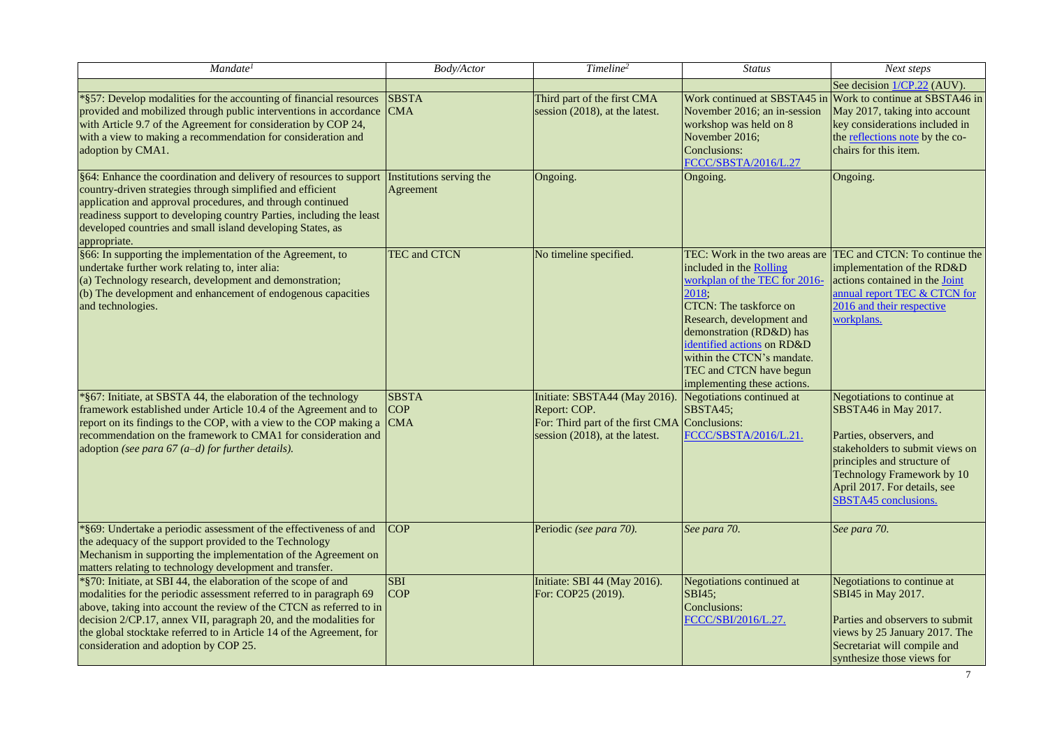| *Mandate[1]* | *Body/Actor* | *Timeline[2]* | *Status* | *Next steps* |
|---|---|---|---|---|
| | | | | See decision 1/CP.22 (AUV). |
| *§57: Develop modalities for the accounting of financial resources provided and mobilized through public interventions in accordance with Article 9.7 of the Agreement for consideration by COP 24, with a view to making a recommendation for consideration and adoption by CMA1. | SBSTA<br>CMA | Third part of the first CMA session (2018), at the latest. | Work continued at SBSTA45 in November 2016; an in-session workshop was held on 8 November 2016;<br>Conclusions: FCCC/SBSTA/2016/L.27 | Work to continue at SBSTA46 in May 2017, taking into account key considerations included in the reflections note by the co-chairs for this item. |
| §64: Enhance the coordination and delivery of resources to support country-driven strategies through simplified and efficient application and approval procedures, and through continued readiness support to developing country Parties, including the least developed countries and small island developing States, as appropriate. | Institutions serving the Agreement | Ongoing. | Ongoing. | Ongoing. |
| §66: In supporting the implementation of the Agreement, to undertake further work relating to, inter alia:<br>(a) Technology research, development and demonstration;<br>(b) The development and enhancement of endogenous capacities and technologies. | TEC and CTCN | No timeline specified. | TEC: Work in the two areas are included in the Rolling workplan of the TEC for 2016-2018;<br>CTCN: The taskforce on Research, development and demonstration (RD&D) has identified actions on RD&D within the CTCN's mandate. TEC and CTCN have begun implementing these actions. | TEC and CTCN: To continue the implementation of the RD&D actions contained in the Joint annual report TEC & CTCN for 2016 and their respective workplans. |
| *§67: Initiate, at SBSTA 44, the elaboration of the technology framework established under Article 10.4 of the Agreement and to report on its findings to the COP, with a view to the COP making a recommendation on the framework to CMA1 for consideration and adoption *(see para 67 (a–d) for further details).* | SBSTA<br>COP<br>CMA | Initiate: SBSTA44 (May 2016).<br>Report: COP.<br>For: Third part of the first CMA session (2018), at the latest. | Negotiations continued at SBSTA45;<br>Conclusions: FCCC/SBSTA/2016/L.21. | Negotiations to continue at SBSTA46 in May 2017.<br><br>Parties, observers, and stakeholders to submit views on principles and structure of Technology Framework by 10 April 2017. For details, see SBSTA45 conclusions. |
| *§69: Undertake a periodic assessment of the effectiveness of and the adequacy of the support provided to the Technology Mechanism in supporting the implementation of the Agreement on matters relating to technology development and transfer. | COP | Periodic *(see para 70).* | *See para 70.* | *See para 70.* |
| *§70: Initiate, at SBI 44, the elaboration of the scope of and modalities for the periodic assessment referred to in paragraph 69 above, taking into account the review of the CTCN as referred to in decision 2/CP.17, annex VII, paragraph 20, and the modalities for the global stocktake referred to in Article 14 of the Agreement, for consideration and adoption by COP 25. | SBI<br>COP | Initiate: SBI 44 (May 2016).<br>For: COP25 (2019). | Negotiations continued at SBI45;<br>Conclusions: FCCC/SBI/2016/L.27. | Negotiations to continue at SBI45 in May 2017.<br><br>Parties and observers to submit views by 25 January 2017. The Secretariat will compile and synthesize those views for |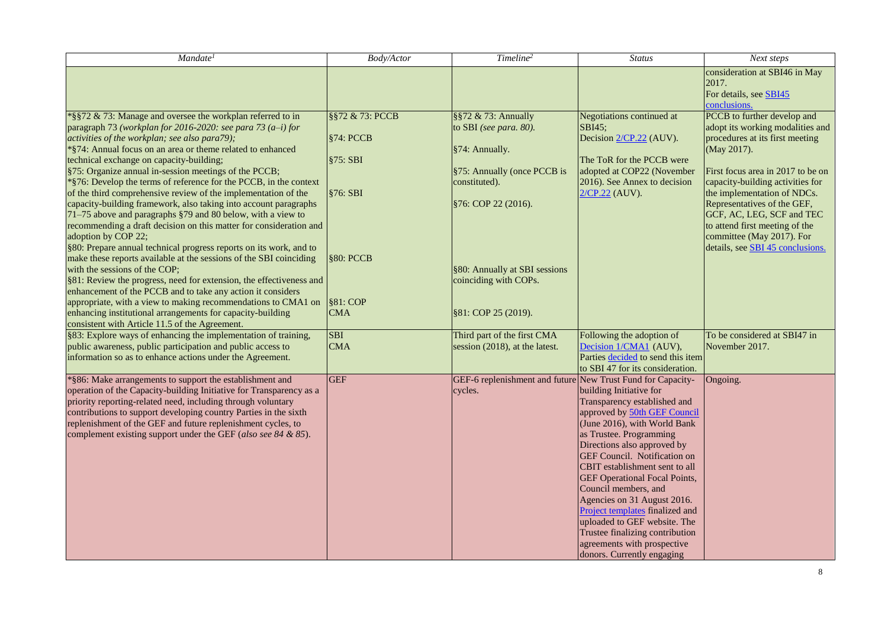| *Mandate*[1] | *Body/Actor* | *Timeline*[2] | *Status* | *Next steps* |
|---|---|---|---|---|
| | | | | consideration at SBI46 in May 2017. For details, see SBI45 conclusions. |
| *§§72 & 73: Manage and oversee the workplan referred to in paragraph 73 *(workplan for 2016-2020: see para 73 (a–i) for activities of the workplan; see also para79)*; *§74: Annual focus on an area or theme related to enhanced technical exchange on capacity-building; §75: Organize annual in-session meetings of the PCCB; *§76: Develop the terms of reference for the PCCB, in the context of the third comprehensive review of the implementation of the capacity-building framework, also taking into account paragraphs 71–75 above and paragraphs §79 and 80 below, with a view to recommending a draft decision on this matter for consideration and adoption by COP 22; §80: Prepare annual technical progress reports on its work, and to make these reports available at the sessions of the SBI coinciding with the sessions of the COP; §81: Review the progress, need for extension, the effectiveness and enhancement of the PCCB and to take any action it considers appropriate, with a view to making recommendations to CMA1 on enhancing institutional arrangements for capacity-building consistent with Article 11.5 of the Agreement. | §§72 & 73: PCCB<br>§74: PCCB<br>§75: SBI<br>§76: SBI<br>§80: PCCB<br>§81: COP CMA | §§72 & 73: Annually to SBI *(see para. 80)*.<br>§74: Annually.<br>§75: Annually (once PCCB is constituted).<br>§76: COP 22 (2016).<br>§80: Annually at SBI sessions coinciding with COPs.<br>§81: COP 25 (2019). | Negotiations continued at SBI45; Decision 2/CP.22 (AUV).<br>The ToR for the PCCB were adopted at COP22 (November 2016). See Annex to decision 2/CP.22 (AUV). | PCCB to further develop and adopt its working modalities and procedures at its first meeting (May 2017).<br>First focus area in 2017 to be on capacity-building activities for the implementation of NDCs. Representatives of the GEF, GCF, AC, LEG, SCF and TEC to attend first meeting of the committee (May 2017). For details, see SBI 45 conclusions. |
| §83: Explore ways of enhancing the implementation of training, public awareness, public participation and public access to information so as to enhance actions under the Agreement. | SBI CMA | Third part of the first CMA session (2018), at the latest. | Following the adoption of Decision 1/CMA1 (AUV), Parties decided to send this item to SBI 47 for its consideration. | To be considered at SBI47 in November 2017. |
| *§86: Make arrangements to support the establishment and operation of the Capacity-building Initiative for Transparency as a priority reporting-related need, including through voluntary contributions to support developing country Parties in the sixth replenishment of the GEF and future replenishment cycles, to complement existing support under the GEF (*also see 84 & 85*). | GEF | GEF-6 replenishment and future cycles. | New Trust Fund for Capacity-building Initiative for Transparency established and approved by 50th GEF Council (June 2016), with World Bank as Trustee. Programming Directions also approved by GEF Council. Notification on CBIT establishment sent to all GEF Operational Focal Points, Council members, and Agencies on 31 August 2016. Project templates finalized and uploaded to GEF website. The Trustee finalizing contribution agreements with prospective donors. Currently engaging | Ongoing. |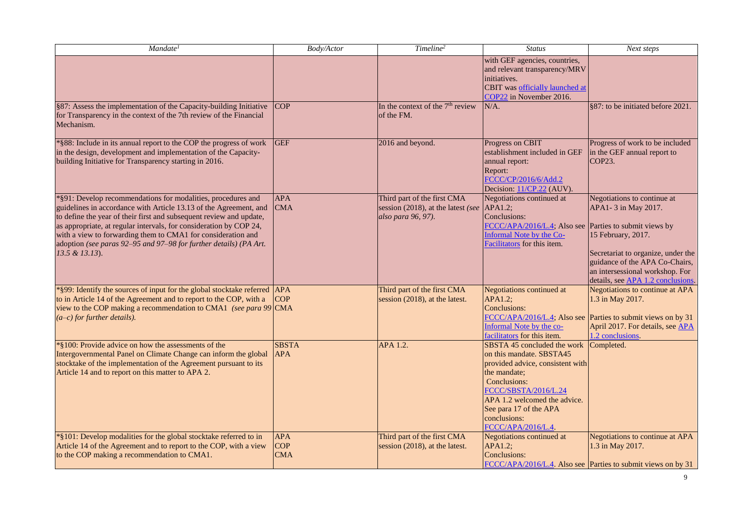| *Mandate*[1] | *Body/Actor* | *Timeline*[2] | *Status* | *Next steps* |
|---|---|---|---|---|
| | | | with GEF agencies, countries, and relevant transparency/MRV initiatives. CBIT was officially launched at COP22 in November 2016. | |
| §87: Assess the implementation of the Capacity-building Initiative for Transparency in the context of the 7th review of the Financial Mechanism. | COP | In the context of the 7th review of the FM. | N/A. | §87: to be initiated before 2021. |
| *§88: Include in its annual report to the COP the progress of work in the design, development and implementation of the Capacity-building Initiative for Transparency starting in 2016. | GEF | 2016 and beyond. | Progress on CBIT establishment included in GEF annual report: Report: FCCC/CP/2016/6/Add.2 Decision: 11/CP.22 (AUV). | Progress of work to be included in the GEF annual report to COP23. |
| *§91: Develop recommendations for modalities, procedures and guidelines in accordance with Article 13.13 of the Agreement, and to define the year of their first and subsequent review and update, as appropriate, at regular intervals, for consideration by COP 24, with a view to forwarding them to CMA1 for consideration and adoption *(see paras 92–95 and 97–98 for further details) (PA Art. 13.5 & 13.13)*. | APA CMA | Third part of the first CMA session (2018), at the latest *(see also para 96, 97)*. | Negotiations continued at APA1.2; Conclusions: FCCC/APA/2016/L.4; Also see Informal Note by the Co-Facilitators for this item. | Negotiations to continue at APA1- 3 in May 2017. Parties to submit views by 15 February, 2017. Secretariat to organize, under the guidance of the APA Co-Chairs, an intersessional workshop. For details, see APA 1.2 conclusions. |
| *§99: Identify the sources of input for the global stocktake referred to in Article 14 of the Agreement and to report to the COP, with a view to the COP making a recommendation to CMA1 *(see para 99 (a–c) for further details).* | APA COP CMA | Third part of the first CMA session (2018), at the latest. | Negotiations continued at APA1.2; Conclusions: FCCC/APA/2016/L.4; Also see Informal Note by the co-facilitators for this item. | Negotiations to continue at APA 1.3 in May 2017. Parties to submit views on by 31 April 2017. For details, see APA 1.2 conclusions. |
| *§100: Provide advice on how the assessments of the Intergovernmental Panel on Climate Change can inform the global stocktake of the implementation of the Agreement pursuant to its Article 14 and to report on this matter to APA 2. | SBSTA APA | APA 1.2. | SBSTA 45 concluded the work on this mandate. SBSTA45 provided advice, consistent with the mandate; Conclusions: FCCC/SBSTA/2016/L.24 APA 1.2 welcomed the advice. See para 17 of the APA conclusions: FCCC/APA/2016/L.4. | Completed. |
| *§101: Develop modalities for the global stocktake referred to in Article 14 of the Agreement and to report to the COP, with a view to the COP making a recommendation to CMA1. | APA COP CMA | Third part of the first CMA session (2018), at the latest. | Negotiations continued at APA1.2; Conclusions: FCCC/APA/2016/L.4. Also see | Negotiations to continue at APA 1.3 in May 2017. Parties to submit views on by 31 |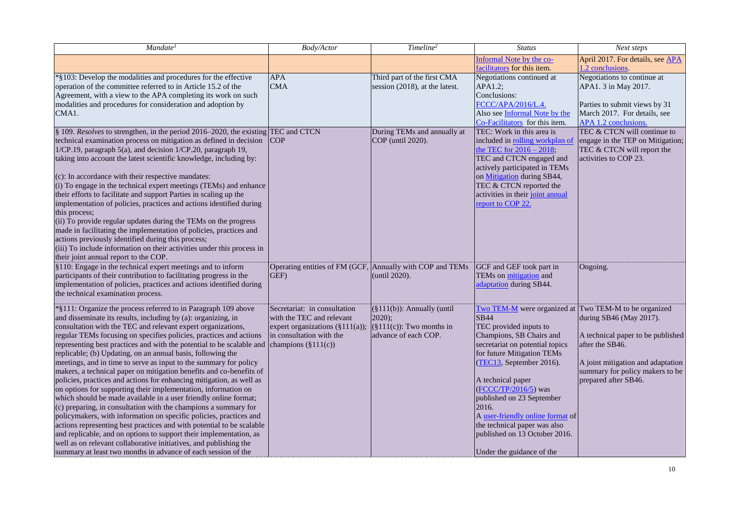| *Mandate[1]* | *Body/Actor* | *Timeline[2]* | *Status* | *Next steps* |
|---|---|---|---|---|
| | | | Informal Note by the co-facilitators for this item. | April 2017. For details, see APA 1.2 conclusions. |
| *§103: Develop the modalities and procedures for the effective operation of the committee referred to in Article 15.2 of the Agreement, with a view to the APA completing its work on such modalities and procedures for consideration and adoption by CMA1. | APA<br>CMA | Third part of the first CMA session (2018), at the latest. | Negotiations continued at APA1.2;<br>Conclusions: FCCC/APA/2016/L.4.<br>Also see Informal Note by the Co-Facilitators for this item. | Negotiations to continue at APA1. 3 in May 2017.<br><br>Parties to submit views by 31 March 2017. For details, see APA 1.2 conclusions. |
| § 109. *Resolves* to strengthen, in the period 2016–2020, the existing technical examination process on mitigation as defined in decision 1/CP.19, paragraph 5(a), and decision 1/CP.20, paragraph 19, taking into account the latest scientific knowledge, including by:<br><br>(c): In accordance with their respective mandates:<br>(i) To engage in the technical expert meetings (TEMs) and enhance their efforts to facilitate and support Parties in scaling up the implementation of policies, practices and actions identified during this process;<br>(ii) To provide regular updates during the TEMs on the progress made in facilitating the implementation of policies, practices and actions previously identified during this process;<br>(iii) To include information on their activities under this process in their joint annual report to the COP. | TEC and CTCN<br>COP | During TEMs and annually at COP (until 2020). | TEC: Work in this area is included in rolling workplan of the TEC for 2016 – 2018;<br>TEC and CTCN engaged and actively participated in TEMs on Mitigation during SB44,<br>TEC & CTCN reported the activities in their joint annual report to COP 22. | TEC & CTCN will continue to engage in the TEP on Mitigation;<br>TEC & CTCN will report the activities to COP 23. |
| §110: Engage in the technical expert meetings and to inform participants of their contribution to facilitating progress in the implementation of policies, practices and actions identified during the technical examination process. | Operating entities of FM (GCF, GEF) | Annually with COP and TEMs (until 2020). | GCF and GEF took part in TEMs on mitigation and adaptation during SB44. | Ongoing. |
| *§111: Organize the process referred to in Paragraph 109 above and disseminate its results, including by (a): organizing, in consultation with the TEC and relevant expert organizations, regular TEMs focusing on specifies policies, practices and actions representing best practices and with the potential to be scalable and replicable; (b) Updating, on an annual basis, following the meetings, and in time to serve as input to the summary for policy makers, a technical paper on mitigation benefits and co-benefits of policies, practices and actions for enhancing mitigation, as well as on options for supporting their implementation, information on which should be made available in a user friendly online format; (c) preparing, in consultation with the champions a summary for policymakers, with information on specific policies, practices and actions representing best practices and with potential to be scalable and replicable, and on options to support their implementation, as well as on relevant collaborative initiatives, and publishing the summary at least two months in advance of each session of the | Secretariat: in consultation with the TEC and relevant expert organizations (§111(a)); in consultation with the champions (§111(c)) | (§111(b)): Annually (until 2020);<br>(§111(c)): Two months in advance of each COP. | Two TEM-M were organized at SB44<br>TEC provided inputs to Champions, SB Chairs and secretariat on potential topics for future Mitigation TEMs (TEC13, September 2016).<br><br>A technical paper (FCCC/TP/2016/5) was published on 23 September 2016.<br>A user-friendly online format of the technical paper was also published on 13 October 2016.<br><br>Under the guidance of the | Two TEM-M to be organized during SB46 (May 2017).<br><br>A technical paper to be published after the SB46.<br><br>A joint mitigation and adaptation summary for policy makers to be prepared after SB46. |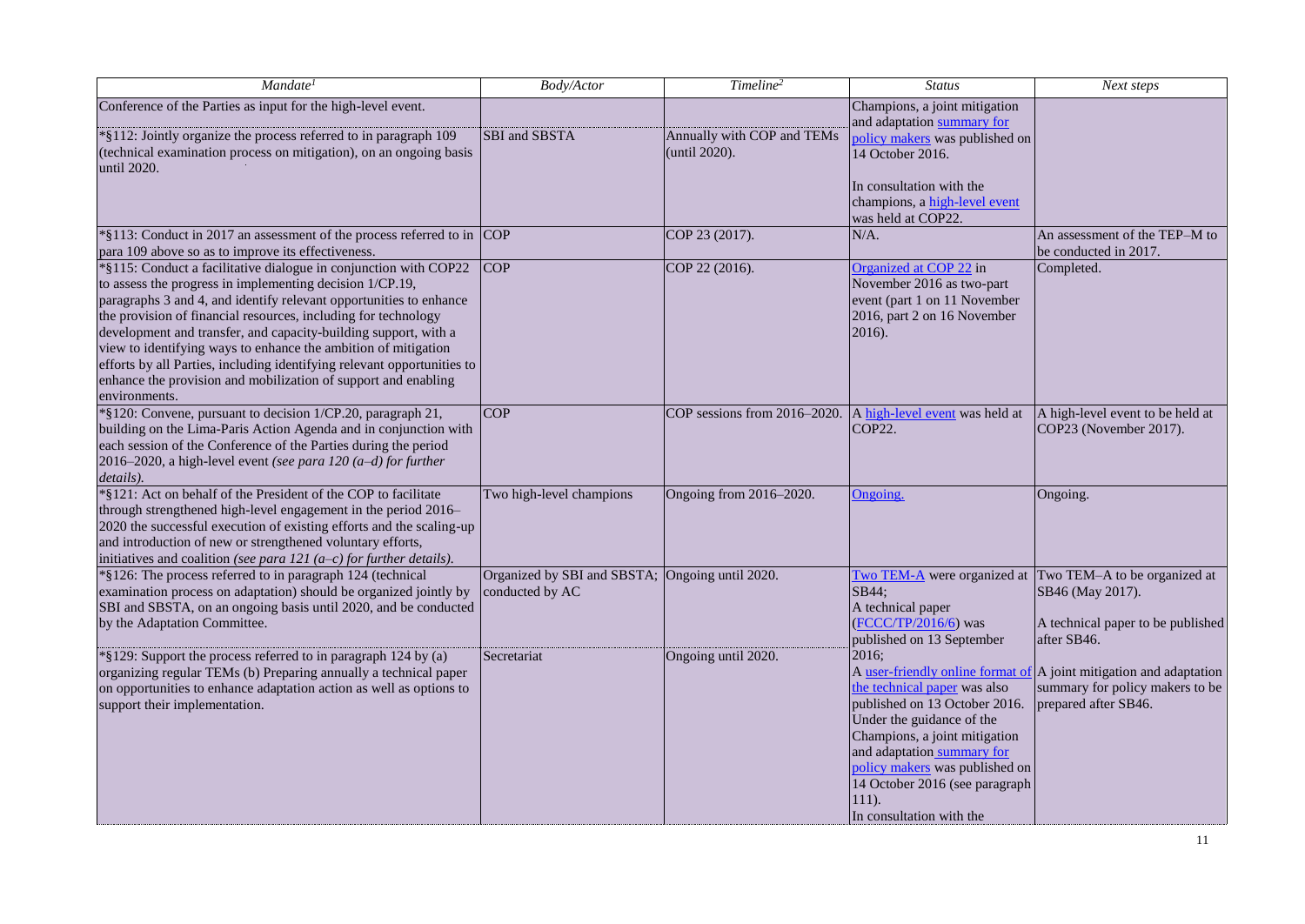| *Mandate[1]* | *Body/Actor* | *Timeline[2]* | *Status* | *Next steps* |
|---|---|---|---|---|
| Conference of the Parties as input for the high-level event. | | | Champions, a joint mitigation and adaptation summary for policy makers was published on 14 October 2016. In consultation with the champions, a high-level event was held at COP22. | |
| *§112: Jointly organize the process referred to in paragraph 109 (technical examination process on mitigation), on an ongoing basis until 2020. | SBI and SBSTA | Annually with COP and TEMs (until 2020). | | |
| *§113: Conduct in 2017 an assessment of the process referred to in para 109 above so as to improve its effectiveness. | COP | COP 23 (2017). | N/A. | An assessment of the TEP–M to be conducted in 2017. |
| *§115: Conduct a facilitative dialogue in conjunction with COP22 to assess the progress in implementing decision 1/CP.19, paragraphs 3 and 4, and identify relevant opportunities to enhance the provision of financial resources, including for technology development and transfer, and capacity-building support, with a view to identifying ways to enhance the ambition of mitigation efforts by all Parties, including identifying relevant opportunities to enhance the provision and mobilization of support and enabling environments. | COP | COP 22 (2016). | Organized at COP 22 in November 2016 as two-part event (part 1 on 11 November 2016, part 2 on 16 November 2016). | Completed. |
| *§120: Convene, pursuant to decision 1/CP.20, paragraph 21, building on the Lima-Paris Action Agenda and in conjunction with each session of the Conference of the Parties during the period 2016–2020, a high-level event *(see para 120 (a–d) for further details).* | COP | COP sessions from 2016–2020. | A high-level event was held at COP22. | A high-level event to be held at COP23 (November 2017). |
| *§121: Act on behalf of the President of the COP to facilitate through strengthened high-level engagement in the period 2016–2020 the successful execution of existing efforts and the scaling-up and introduction of new or strengthened voluntary efforts, initiatives and coalition *(see para 121 (a–c) for further details).* | Two high-level champions | Ongoing from 2016–2020. | Ongoing. | Ongoing. |
| *§126: The process referred to in paragraph 124 (technical examination process on adaptation) should be organized jointly by SBI and SBSTA, on an ongoing basis until 2020, and be conducted by the Adaptation Committee. | Organized by SBI and SBSTA; conducted by AC | Ongoing until 2020. | Two TEM-A were organized at SB44; A technical paper (FCCC/TP/2016/6) was published on 13 September 2016; A user-friendly online format of the technical paper was also published on 13 October 2016. Under the guidance of the Champions, a joint mitigation and adaptation summary for policy makers was published on 14 October 2016 (see paragraph 111). In consultation with the | Two TEM–A to be organized at SB46 (May 2017). A technical paper to be published after SB46. A joint mitigation and adaptation summary for policy makers to be prepared after SB46. |
| *§129: Support the process referred to in paragraph 124 by (a) organizing regular TEMs (b) Preparing annually a technical paper on opportunities to enhance adaptation action as well as options to support their implementation. | Secretariat | Ongoing until 2020. | | |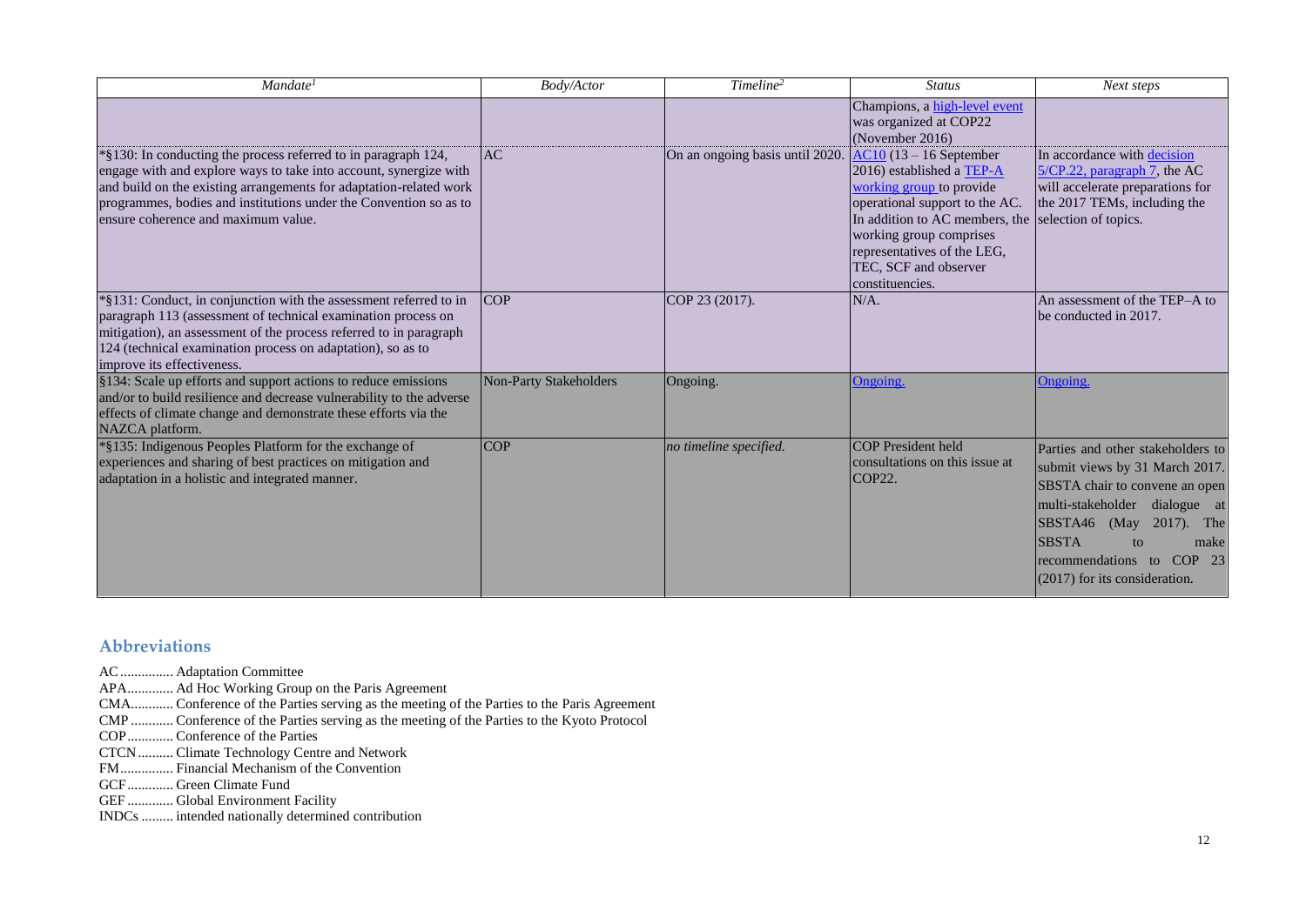| *Mandate[1]* | *Body/Actor* | *Timeline[2]* | *Status* | *Next steps* |
|---|---|---|---|---|
| | | | Champions, a high-level event was organized at COP22 (November 2016) | |
| *§130: In conducting the process referred to in paragraph 124, engage with and explore ways to take into account, synergize with and build on the existing arrangements for adaptation-related work programmes, bodies and institutions under the Convention so as to ensure coherence and maximum value. | AC | On an ongoing basis until 2020. | AC10 (13 – 16 September 2016) established a TEP-A working group to provide operational support to the AC. In addition to AC members, the working group comprises representatives of the LEG, TEC, SCF and observer constituencies. | In accordance with decision 5/CP.22, paragraph 7, the AC will accelerate preparations for the 2017 TEMs, including the selection of topics. |
| *§131: Conduct, in conjunction with the assessment referred to in paragraph 113 (assessment of technical examination process on mitigation), an assessment of the process referred to in paragraph 124 (technical examination process on adaptation), so as to improve its effectiveness. | COP | COP 23 (2017). | N/A. | An assessment of the TEP–A to be conducted in 2017. |
| §134: Scale up efforts and support actions to reduce emissions and/or to build resilience and decrease vulnerability to the adverse effects of climate change and demonstrate these efforts via the NAZCA platform. | Non-Party Stakeholders | Ongoing. | Ongoing. | Ongoing. |
| *§135: Indigenous Peoples Platform for the exchange of experiences and sharing of best practices on mitigation and adaptation in a holistic and integrated manner. | COP | *no timeline specified.* | COP President held consultations on this issue at COP22. | Parties and other stakeholders to submit views by 31 March 2017. SBSTA chair to convene an open multi-stakeholder dialogue at SBSTA46 (May 2017). The SBSTA to make recommendations to COP 23 (2017) for its consideration. |

## Abbreviations

AC............... Adaptation Committee
APA............ Ad Hoc Working Group on the Paris Agreement
CMA........... Conference of the Parties serving as the meeting of the Parties to the Paris Agreement
CMP ........... Conference of the Parties serving as the meeting of the Parties to the Kyoto Protocol
COP............ Conference of the Parties
CTCN.......... Climate Technology Centre and Network
FM.............. Financial Mechanism of the Convention
GCF............ Green Climate Fund
GEF ............ Global Environment Facility
INDCs ......... intended nationally determined contribution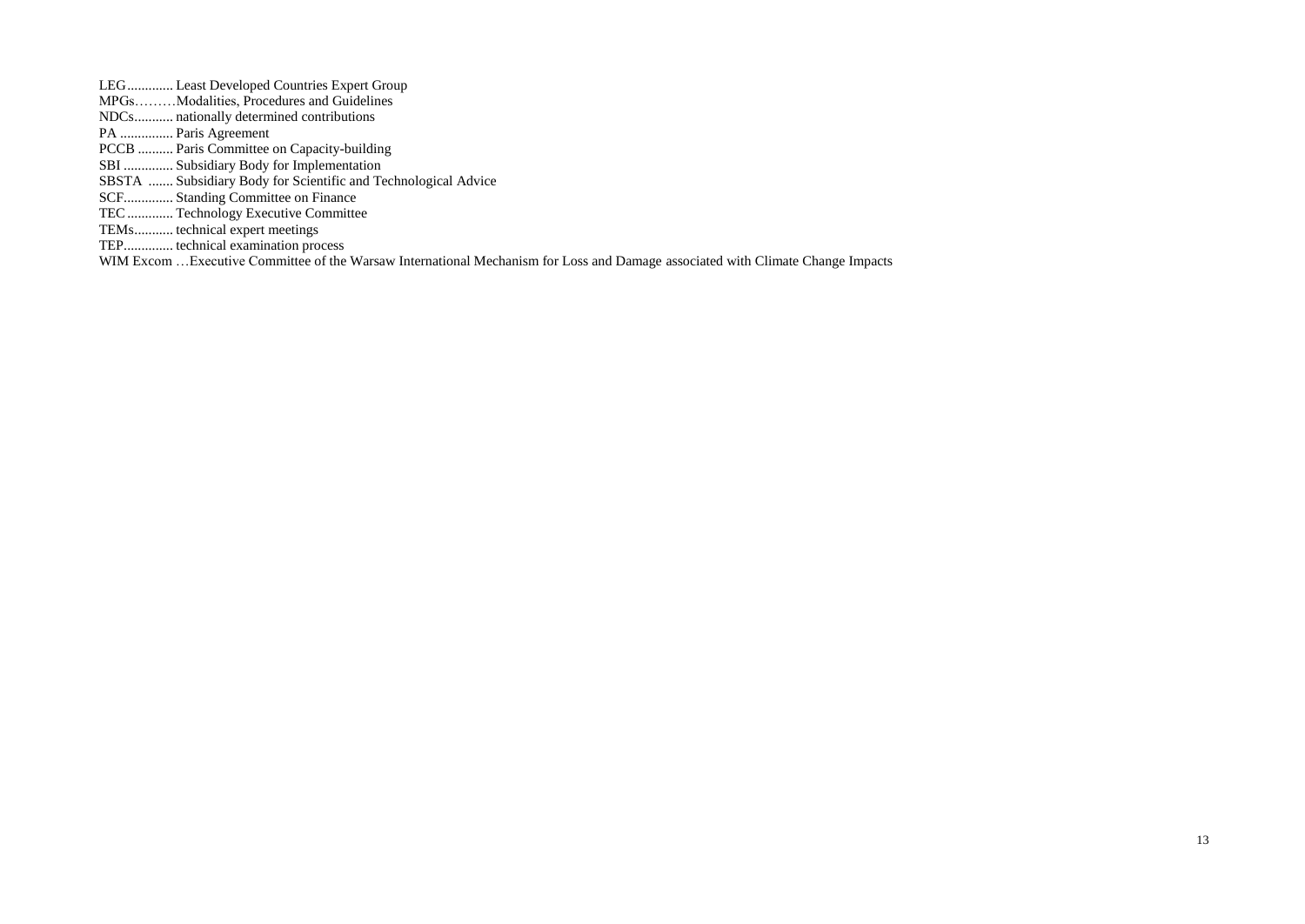LEG............. Least Developed Countries Expert Group
MPGs………Modalities, Procedures and Guidelines
NDCs........... nationally determined contributions
PA ............... Paris Agreement
PCCB .......... Paris Committee on Capacity-building
SBI .............. Subsidiary Body for Implementation
SBSTA ....... Subsidiary Body for Scientific and Technological Advice
SCF.............. Standing Committee on Finance
TEC ............. Technology Executive Committee
TEMs........... technical expert meetings
TEP.............. technical examination process
WIM Excom …Executive Committee of the Warsaw International Mechanism for Loss and Damage associated with Climate Change Impacts